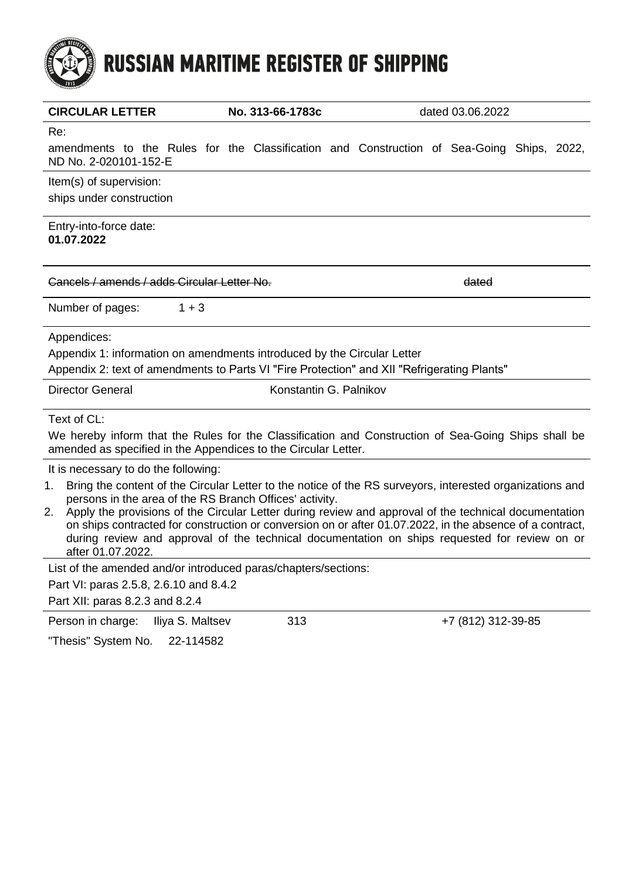# RUSSIAN MARITIME REGISTER OF SHIPPING

**CIRCULAR LETTER** **No. 313-66-1783c** dated 03.06.2022

Re:

amendments to the Rules for the Classification and Construction of Sea-Going Ships, 2022, ND No. 2-020101-152-E

Item(s) of supervision:

ships under construction

Entry-into-force date:

**01.07.2022**

~~Cancels / amends / adds Circular Letter No.~~ ~~dated~~

Number of pages: 1 + 3

Appendices:

Appendix 1: information on amendments introduced by the Circular Letter

Appendix 2: text of amendments to Parts VI "Fire Protection" and XII "Refrigerating Plants"

Director General Konstantin G. Palnikov

Text of CL:

We hereby inform that the Rules for the Classification and Construction of Sea-Going Ships shall be amended as specified in the Appendices to the Circular Letter.

It is necessary to do the following:

1. Bring the content of the Circular Letter to the notice of the RS surveyors, interested organizations and persons in the area of the RS Branch Offices' activity.
2. Apply the provisions of the Circular Letter during review and approval of the technical documentation on ships contracted for construction or conversion on or after 01.07.2022, in the absence of a contract, during review and approval of the technical documentation on ships requested for review on or after 01.07.2022.

List of the amended and/or introduced paras/chapters/sections:

Part VI: paras 2.5.8, 2.6.10 and 8.4.2

Part XII: paras 8.2.3 and 8.2.4

Person in charge: Iliya S. Maltsev 313 +7 (812) 312-39-85

"Thesis" System No. 22-114582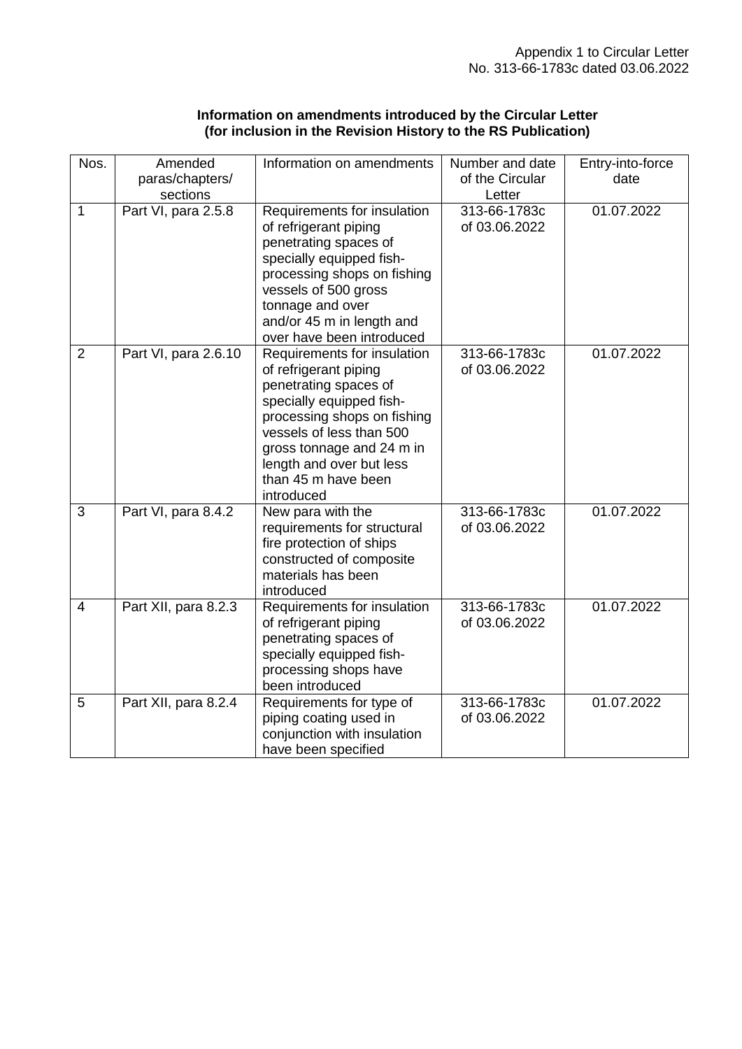Appendix 1 to Circular Letter
No. 313-66-1783c dated 03.06.2022

**Information on amendments introduced by the Circular Letter**
**(for inclusion in the Revision History to the RS Publication)**

| Nos. | Amended paras/chapters/ sections | Information on amendments | Number and date of the Circular Letter | Entry-into-force date |
|---|---|---|---|---|
| 1 | Part VI, para 2.5.8 | Requirements for insulation of refrigerant piping penetrating spaces of specially equipped fish-processing shops on fishing vessels of 500 gross tonnage and over and/or 45 m in length and over have been introduced | 313-66-1783c of 03.06.2022 | 01.07.2022 |
| 2 | Part VI, para 2.6.10 | Requirements for insulation of refrigerant piping penetrating spaces of specially equipped fish-processing shops on fishing vessels of less than 500 gross tonnage and 24 m in length and over but less than 45 m have been introduced | 313-66-1783c of 03.06.2022 | 01.07.2022 |
| 3 | Part VI, para 8.4.2 | New para with the requirements for structural fire protection of ships constructed of composite materials has been introduced | 313-66-1783c of 03.06.2022 | 01.07.2022 |
| 4 | Part XII, para 8.2.3 | Requirements for insulation of refrigerant piping penetrating spaces of specially equipped fish-processing shops have been introduced | 313-66-1783c of 03.06.2022 | 01.07.2022 |
| 5 | Part XII, para 8.2.4 | Requirements for type of piping coating used in conjunction with insulation have been specified | 313-66-1783c of 03.06.2022 | 01.07.2022 |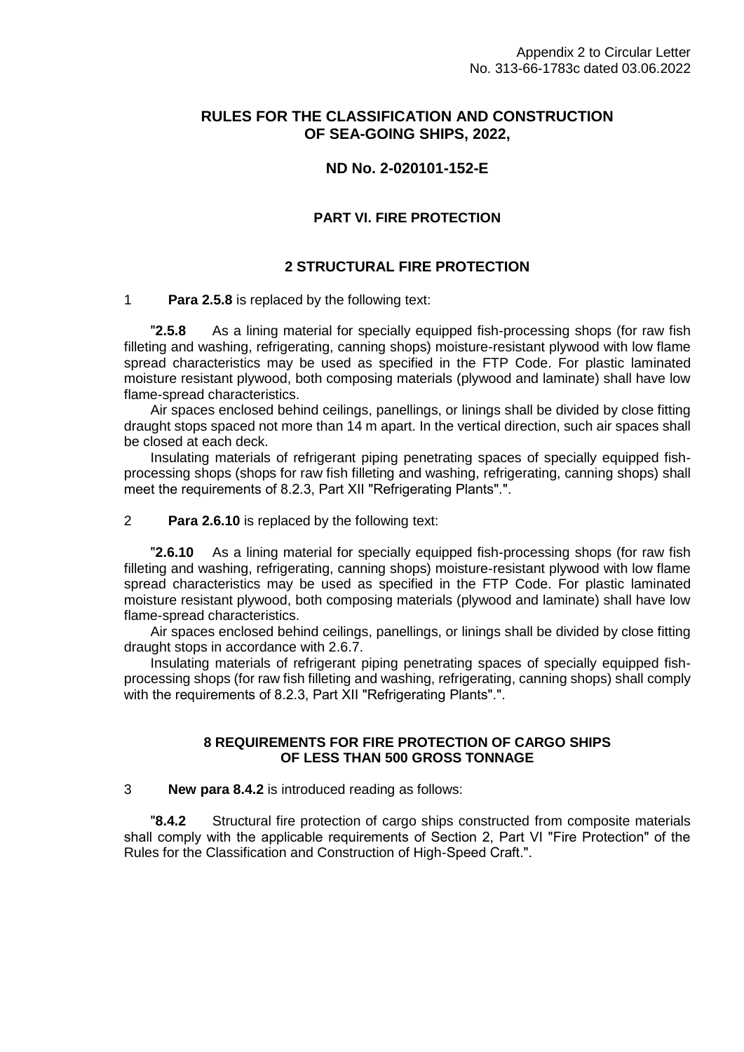Appendix 2 to Circular Letter
No. 313-66-1783c dated 03.06.2022

# RULES FOR THE CLASSIFICATION AND CONSTRUCTION OF SEA-GOING SHIPS, 2022,

## ND No. 2-020101-152-E

## PART VI. FIRE PROTECTION

### 2 STRUCTURAL FIRE PROTECTION

1 **Para 2.5.8** is replaced by the following text:

"**2.5.8** As a lining material for specially equipped fish-processing shops (for raw fish filleting and washing, refrigerating, canning shops) moisture-resistant plywood with low flame spread characteristics may be used as specified in the FTP Code. For plastic laminated moisture resistant plywood, both composing materials (plywood and laminate) shall have low flame-spread characteristics.

Air spaces enclosed behind ceilings, panellings, or linings shall be divided by close fitting draught stops spaced not more than 14 m apart. In the vertical direction, such air spaces shall be closed at each deck.

Insulating materials of refrigerant piping penetrating spaces of specially equipped fish-processing shops (shops for raw fish filleting and washing, refrigerating, canning shops) shall meet the requirements of 8.2.3, Part XII "Refrigerating Plants".".

2 **Para 2.6.10** is replaced by the following text:

"**2.6.10** As a lining material for specially equipped fish-processing shops (for raw fish filleting and washing, refrigerating, canning shops) moisture-resistant plywood with low flame spread characteristics may be used as specified in the FTP Code. For plastic laminated moisture resistant plywood, both composing materials (plywood and laminate) shall have low flame-spread characteristics.

Air spaces enclosed behind ceilings, panellings, or linings shall be divided by close fitting draught stops in accordance with 2.6.7.

Insulating materials of refrigerant piping penetrating spaces of specially equipped fish-processing shops (for raw fish filleting and washing, refrigerating, canning shops) shall comply with the requirements of 8.2.3, Part XII "Refrigerating Plants".".

### 8 REQUIREMENTS FOR FIRE PROTECTION OF CARGO SHIPS OF LESS THAN 500 GROSS TONNAGE

3 **New para 8.4.2** is introduced reading as follows:

"**8.4.2** Structural fire protection of cargo ships constructed from composite materials shall comply with the applicable requirements of Section 2, Part VI "Fire Protection" of the Rules for the Classification and Construction of High-Speed Craft.".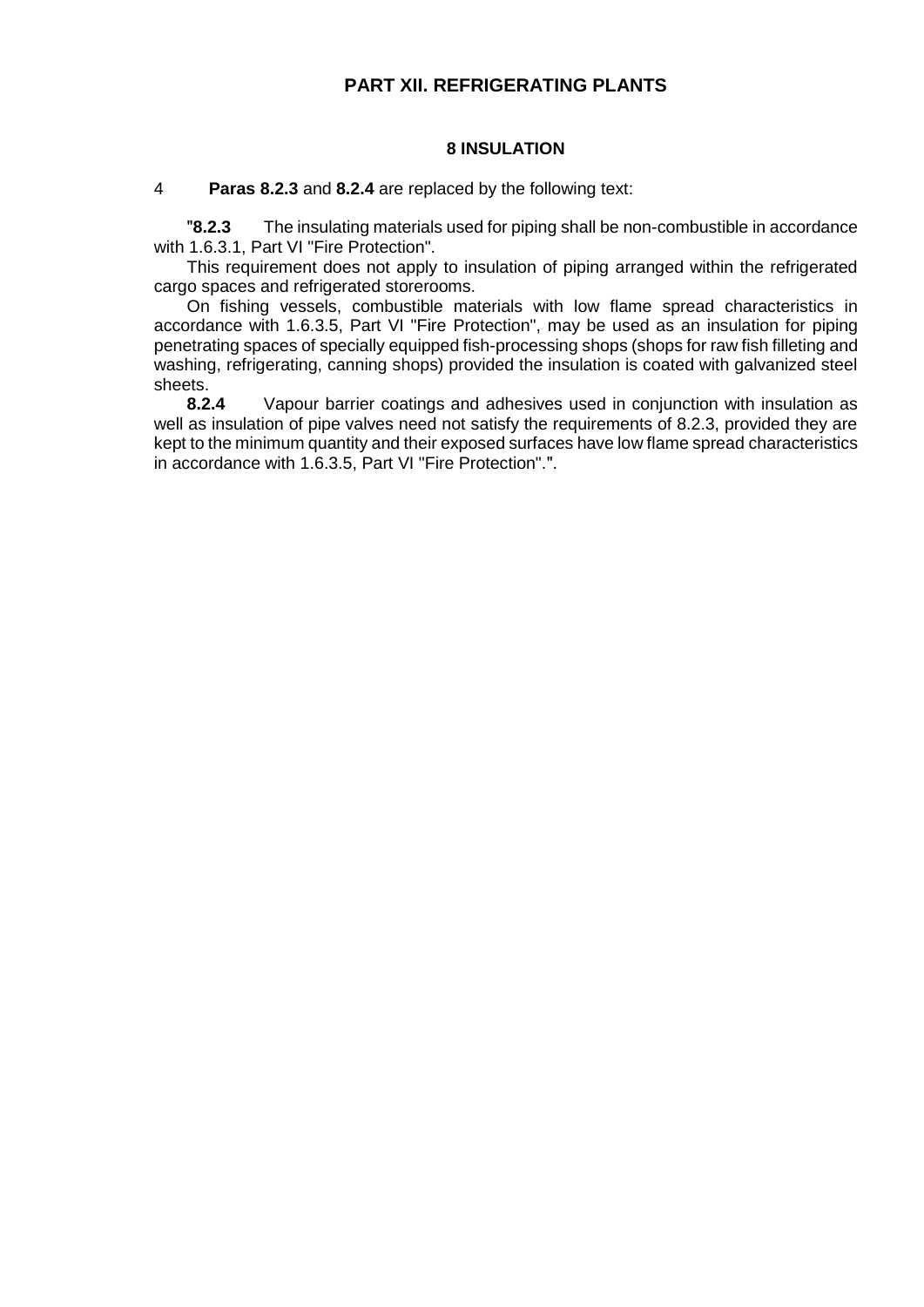## PART XII. REFRIGERATING PLANTS

### 8 INSULATION

4 **Paras 8.2.3** and **8.2.4** are replaced by the following text:

"**8.2.3** The insulating materials used for piping shall be non-combustible in accordance with 1.6.3.1, Part VI "Fire Protection".

This requirement does not apply to insulation of piping arranged within the refrigerated cargo spaces and refrigerated storerooms.

On fishing vessels, combustible materials with low flame spread characteristics in accordance with 1.6.3.5, Part VI "Fire Protection", may be used as an insulation for piping penetrating spaces of specially equipped fish-processing shops (shops for raw fish filleting and washing, refrigerating, canning shops) provided the insulation is coated with galvanized steel sheets.

**8.2.4** Vapour barrier coatings and adhesives used in conjunction with insulation as well as insulation of pipe valves need not satisfy the requirements of 8.2.3, provided they are kept to the minimum quantity and their exposed surfaces have low flame spread characteristics in accordance with 1.6.3.5, Part VI "Fire Protection".".